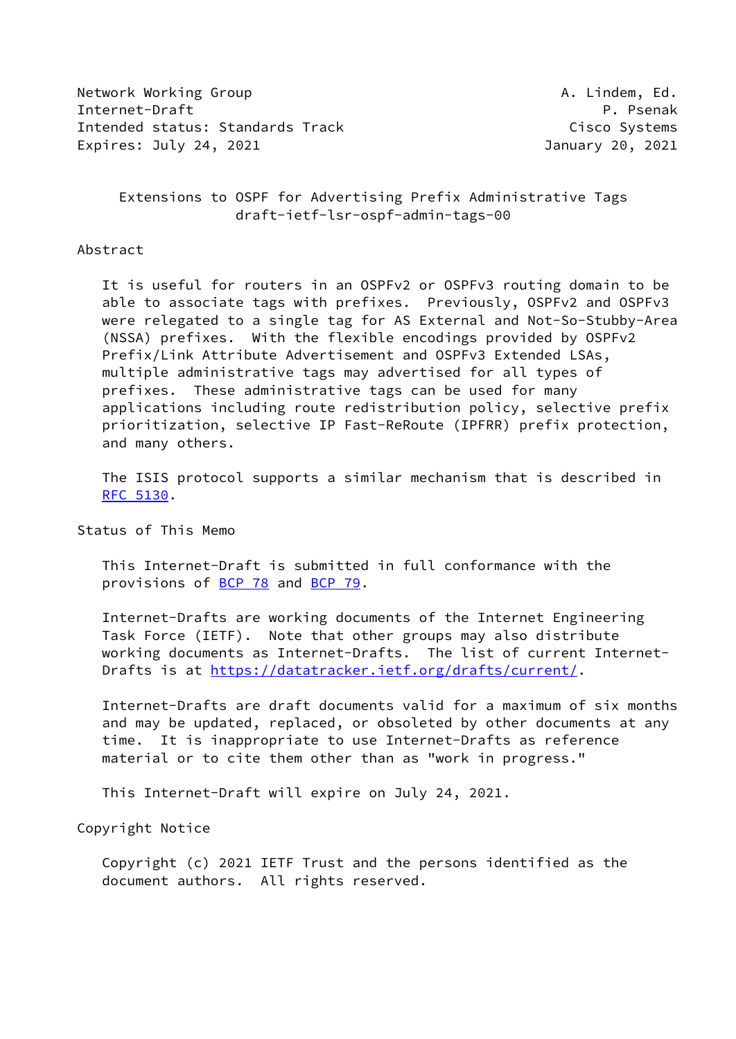Network Working Group A. Lindem, Ed.
Internet-Draft P. Psenak
Intended status: Standards Track Cisco Systems
Expires: July 24, 2021 January 20, 2021

# Extensions to OSPF for Advertising Prefix Administrative Tags
## draft-ietf-lsr-ospf-admin-tags-00

## Abstract

It is useful for routers in an OSPFv2 or OSPFv3 routing domain to be able to associate tags with prefixes. Previously, OSPFv2 and OSPFv3 were relegated to a single tag for AS External and Not-So-Stubby-Area (NSSA) prefixes. With the flexible encodings provided by OSPFv2 Prefix/Link Attribute Advertisement and OSPFv3 Extended LSAs, multiple administrative tags may advertised for all types of prefixes. These administrative tags can be used for many applications including route redistribution policy, selective prefix prioritization, selective IP Fast-ReRoute (IPFRR) prefix protection, and many others.

The ISIS protocol supports a similar mechanism that is described in RFC 5130.

## Status of This Memo

This Internet-Draft is submitted in full conformance with the provisions of BCP 78 and BCP 79.

Internet-Drafts are working documents of the Internet Engineering Task Force (IETF). Note that other groups may also distribute working documents as Internet-Drafts. The list of current Internet-Drafts is at https://datatracker.ietf.org/drafts/current/.

Internet-Drafts are draft documents valid for a maximum of six months and may be updated, replaced, or obsoleted by other documents at any time. It is inappropriate to use Internet-Drafts as reference material or to cite them other than as "work in progress."

This Internet-Draft will expire on July 24, 2021.

## Copyright Notice

Copyright (c) 2021 IETF Trust and the persons identified as the document authors. All rights reserved.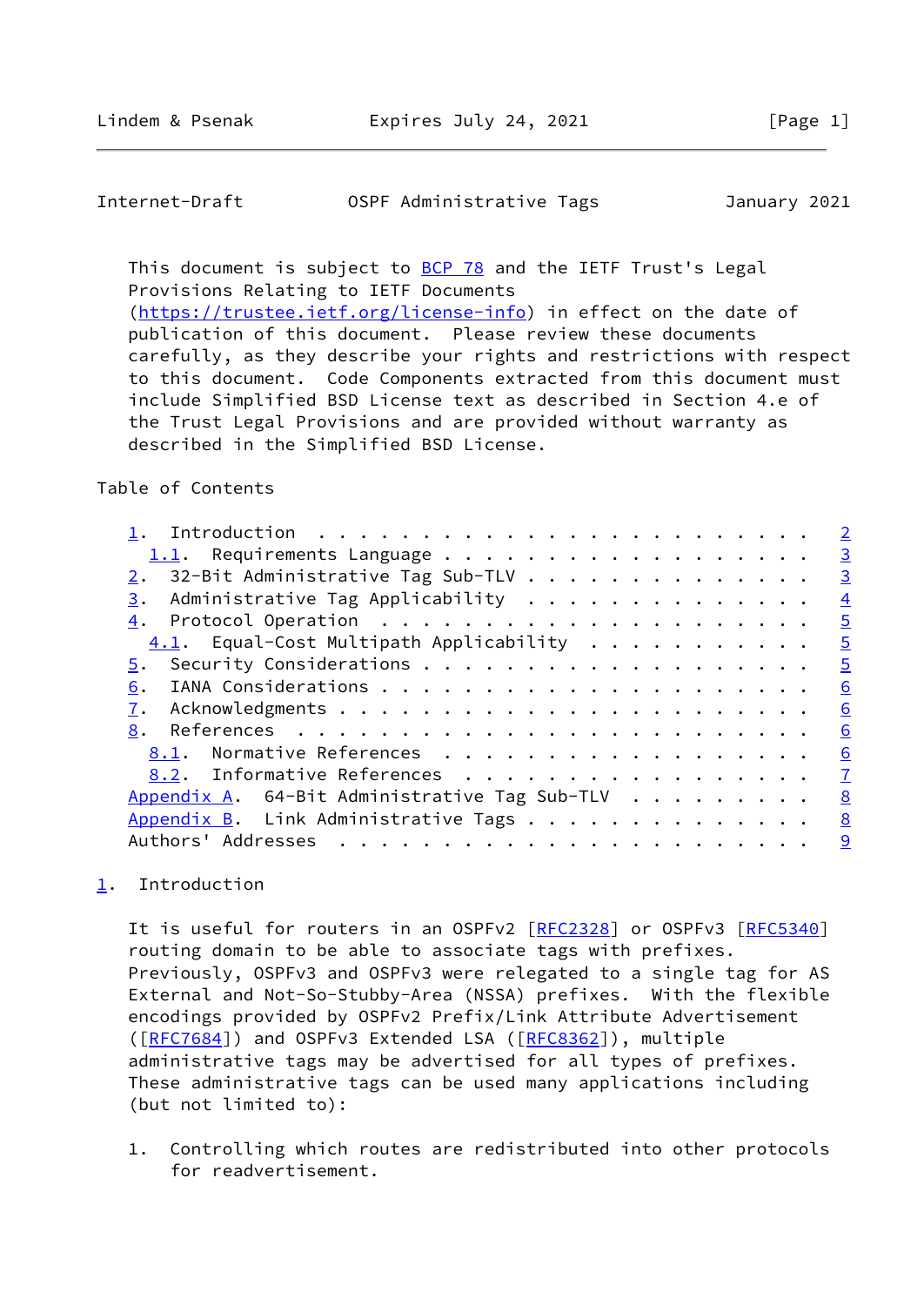This document is subject to BCP 78 and the IETF Trust's Legal Provisions Relating to IETF Documents (https://trustee.ietf.org/license-info) in effect on the date of publication of this document. Please review these documents carefully, as they describe your rights and restrictions with respect to this document. Code Components extracted from this document must include Simplified BSD License text as described in Section 4.e of the Trust Legal Provisions and are provided without warranty as described in the Simplified BSD License.

Table of Contents

```
   1.  Introduction  . . . . . . . . . . . . . . . . . . . . . . . .   2
     1.1.  Requirements Language . . . . . . . . . . . . . . . . . .   3
   2.  32-Bit Administrative Tag Sub-TLV . . . . . . . . . . . . . .   3
   3.  Administrative Tag Applicability  . . . . . . . . . . . . . .   4
   4.  Protocol Operation  . . . . . . . . . . . . . . . . . . . . .   5
     4.1.  Equal-Cost Multipath Applicability  . . . . . . . . . . .   5
   5.  Security Considerations . . . . . . . . . . . . . . . . . . .   5
   6.  IANA Considerations . . . . . . . . . . . . . . . . . . . . .   6
   7.  Acknowledgments . . . . . . . . . . . . . . . . . . . . . . .   6
   8.  References  . . . . . . . . . . . . . . . . . . . . . . . . .   6
     8.1.  Normative References  . . . . . . . . . . . . . . . . . .   6
     8.2.  Informative References  . . . . . . . . . . . . . . . . .   7
   Appendix A.  64-Bit Administrative Tag Sub-TLV  . . . . . . . . .   8
   Appendix B.  Link Administrative Tags . . . . . . . . . . . . . .   8
   Authors' Addresses  . . . . . . . . . . . . . . . . . . . . . . .   9
```

## 1. Introduction

It is useful for routers in an OSPFv2 [RFC2328] or OSPFv3 [RFC5340] routing domain to be able to associate tags with prefixes. Previously, OSPFv3 and OSPFv3 were relegated to a single tag for AS External and Not-So-Stubby-Area (NSSA) prefixes. With the flexible encodings provided by OSPFv2 Prefix/Link Attribute Advertisement ([RFC7684]) and OSPFv3 Extended LSA ([RFC8362]), multiple administrative tags may be advertised for all types of prefixes. These administrative tags can be used many applications including (but not limited to):

1. Controlling which routes are redistributed into other protocols for readvertisement.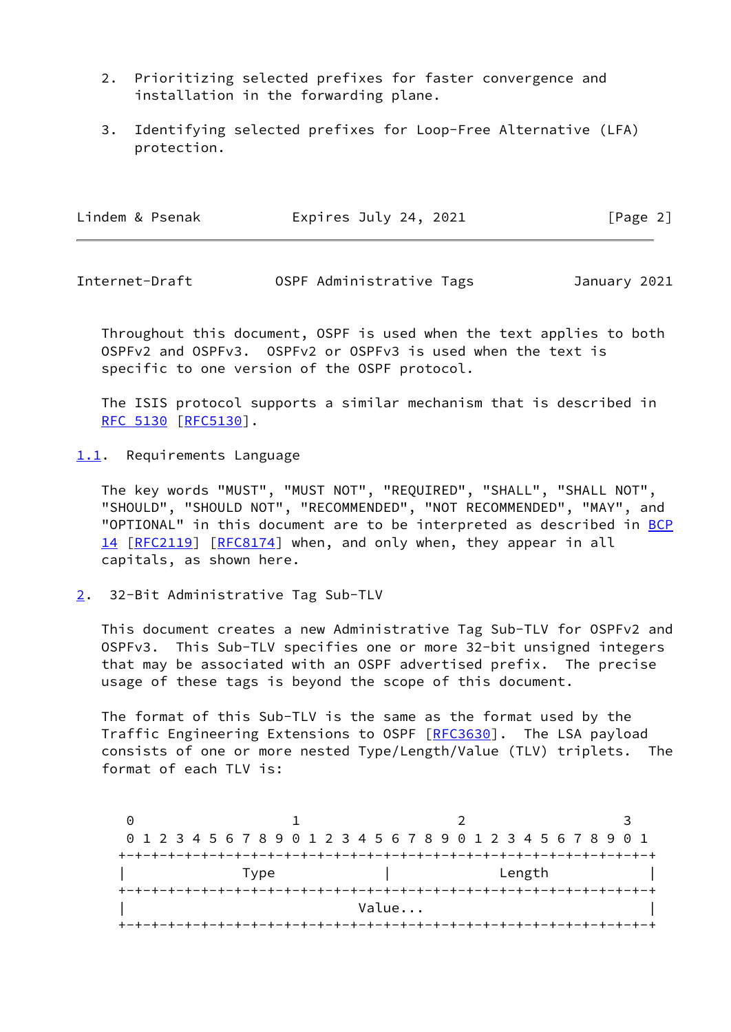2. Prioritizing selected prefixes for faster convergence and installation in the forwarding plane.

3. Identifying selected prefixes for Loop-Free Alternative (LFA) protection.

Throughout this document, OSPF is used when the text applies to both OSPFv2 and OSPFv3. OSPFv2 or OSPFv3 is used when the text is specific to one version of the OSPF protocol.

The ISIS protocol supports a similar mechanism that is described in RFC 5130 [RFC5130].

### 1.1. Requirements Language

The key words "MUST", "MUST NOT", "REQUIRED", "SHALL", "SHALL NOT", "SHOULD", "SHOULD NOT", "RECOMMENDED", "NOT RECOMMENDED", "MAY", and "OPTIONAL" in this document are to be interpreted as described in BCP 14 [RFC2119] [RFC8174] when, and only when, they appear in all capitals, as shown here.

## 2. 32-Bit Administrative Tag Sub-TLV

This document creates a new Administrative Tag Sub-TLV for OSPFv2 and OSPFv3. This Sub-TLV specifies one or more 32-bit unsigned integers that may be associated with an OSPF advertised prefix. The precise usage of these tags is beyond the scope of this document.

The format of this Sub-TLV is the same as the format used by the Traffic Engineering Extensions to OSPF [RFC3630]. The LSA payload consists of one or more nested Type/Length/Value (TLV) triplets. The format of each TLV is:

```
 0                   1                   2                   3
 0 1 2 3 4 5 6 7 8 9 0 1 2 3 4 5 6 7 8 9 0 1 2 3 4 5 6 7 8 9 0 1
+-+-+-+-+-+-+-+-+-+-+-+-+-+-+-+-+-+-+-+-+-+-+-+-+-+-+-+-+-+-+-+-+
|              Type             |             Length            |
+-+-+-+-+-+-+-+-+-+-+-+-+-+-+-+-+-+-+-+-+-+-+-+-+-+-+-+-+-+-+-+-+
|                            Value...                           |
+-+-+-+-+-+-+-+-+-+-+-+-+-+-+-+-+-+-+-+-+-+-+-+-+-+-+-+-+-+-+-+-+
```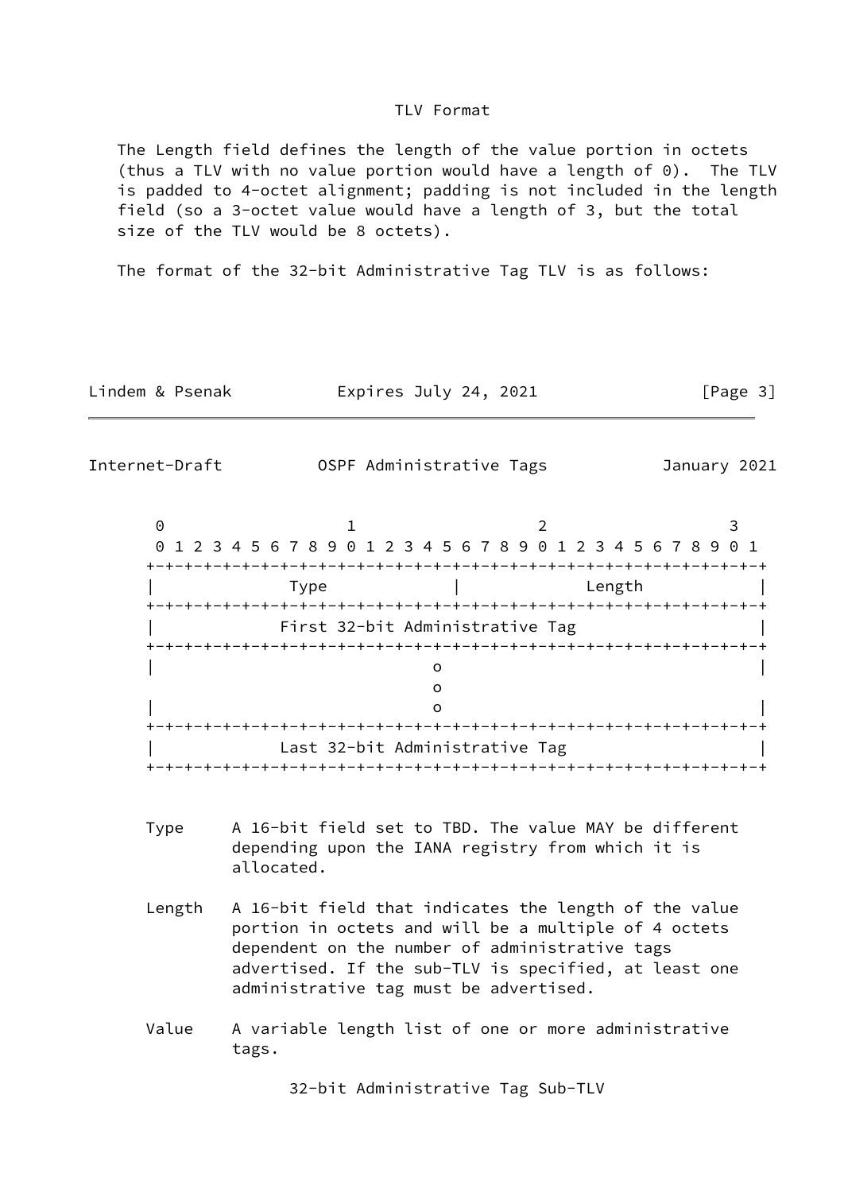TLV Format

The Length field defines the length of the value portion in octets (thus a TLV with no value portion would have a length of 0). The TLV is padded to 4-octet alignment; padding is not included in the length field (so a 3-octet value would have a length of 3, but the total size of the TLV would be 8 octets).

The format of the 32-bit Administrative Tag TLV is as follows:

```
 0                   1                   2                   3
 0 1 2 3 4 5 6 7 8 9 0 1 2 3 4 5 6 7 8 9 0 1 2 3 4 5 6 7 8 9 0 1
+-+-+-+-+-+-+-+-+-+-+-+-+-+-+-+-+-+-+-+-+-+-+-+-+-+-+-+-+-+-+-+-+
|              Type             |             Length            |
+-+-+-+-+-+-+-+-+-+-+-+-+-+-+-+-+-+-+-+-+-+-+-+-+-+-+-+-+-+-+-+-+
|             First 32-bit Administrative Tag                   |
+-+-+-+-+-+-+-+-+-+-+-+-+-+-+-+-+-+-+-+-+-+-+-+-+-+-+-+-+-+-+-+-+
|                               o                               |
                                o
|                               o                               |
+-+-+-+-+-+-+-+-+-+-+-+-+-+-+-+-+-+-+-+-+-+-+-+-+-+-+-+-+-+-+-+-+
|             Last 32-bit Administrative Tag                    |
+-+-+-+-+-+-+-+-+-+-+-+-+-+-+-+-+-+-+-+-+-+-+-+-+-+-+-+-+-+-+-+-+
```

Type A 16-bit field set to TBD. The value MAY be different depending upon the IANA registry from which it is allocated.

Length A 16-bit field that indicates the length of the value portion in octets and will be a multiple of 4 octets dependent on the number of administrative tags advertised. If the sub-TLV is specified, at least one administrative tag must be advertised.

Value A variable length list of one or more administrative tags.

32-bit Administrative Tag Sub-TLV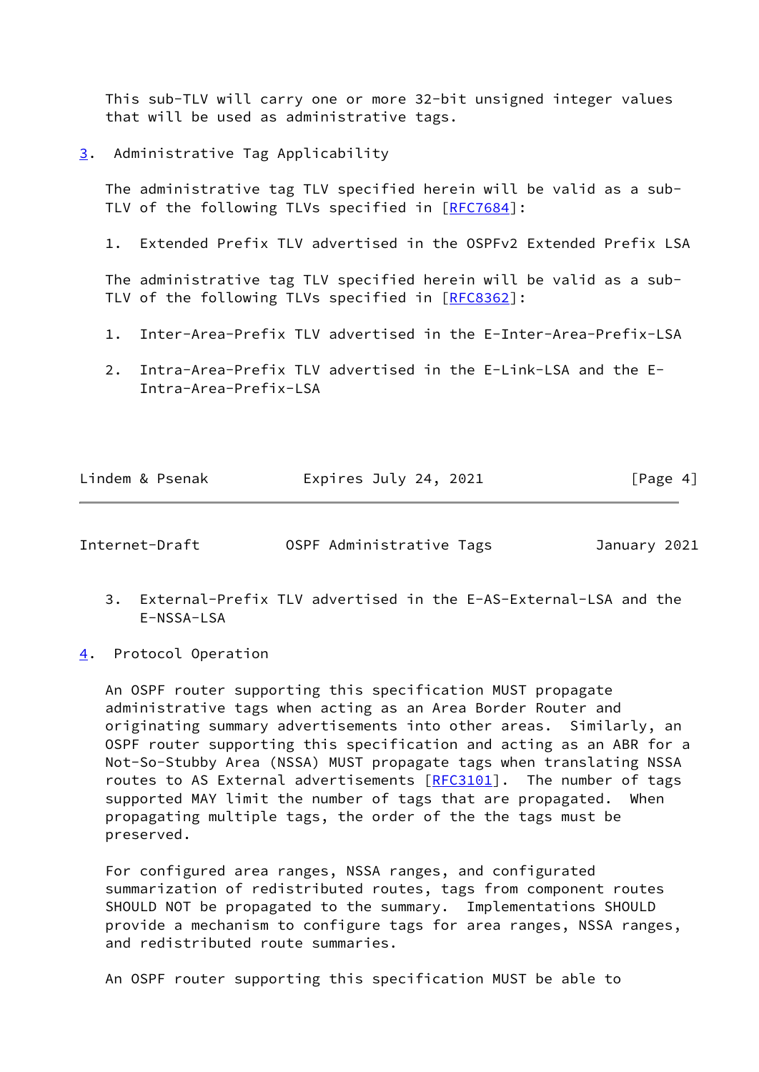This sub-TLV will carry one or more 32-bit unsigned integer values that will be used as administrative tags.

## 3. Administrative Tag Applicability

The administrative tag TLV specified herein will be valid as a sub-TLV of the following TLVs specified in [RFC7684]:

1. Extended Prefix TLV advertised in the OSPFv2 Extended Prefix LSA

The administrative tag TLV specified herein will be valid as a sub-TLV of the following TLVs specified in [RFC8362]:

1. Inter-Area-Prefix TLV advertised in the E-Inter-Area-Prefix-LSA

2. Intra-Area-Prefix TLV advertised in the E-Link-LSA and the E-Intra-Area-Prefix-LSA

3. External-Prefix TLV advertised in the E-AS-External-LSA and the E-NSSA-LSA

## 4. Protocol Operation

An OSPF router supporting this specification MUST propagate administrative tags when acting as an Area Border Router and originating summary advertisements into other areas. Similarly, an OSPF router supporting this specification and acting as an ABR for a Not-So-Stubby Area (NSSA) MUST propagate tags when translating NSSA routes to AS External advertisements [RFC3101]. The number of tags supported MAY limit the number of tags that are propagated. When propagating multiple tags, the order of the the tags must be preserved.

For configured area ranges, NSSA ranges, and configurated summarization of redistributed routes, tags from component routes SHOULD NOT be propagated to the summary. Implementations SHOULD provide a mechanism to configure tags for area ranges, NSSA ranges, and redistributed route summaries.

An OSPF router supporting this specification MUST be able to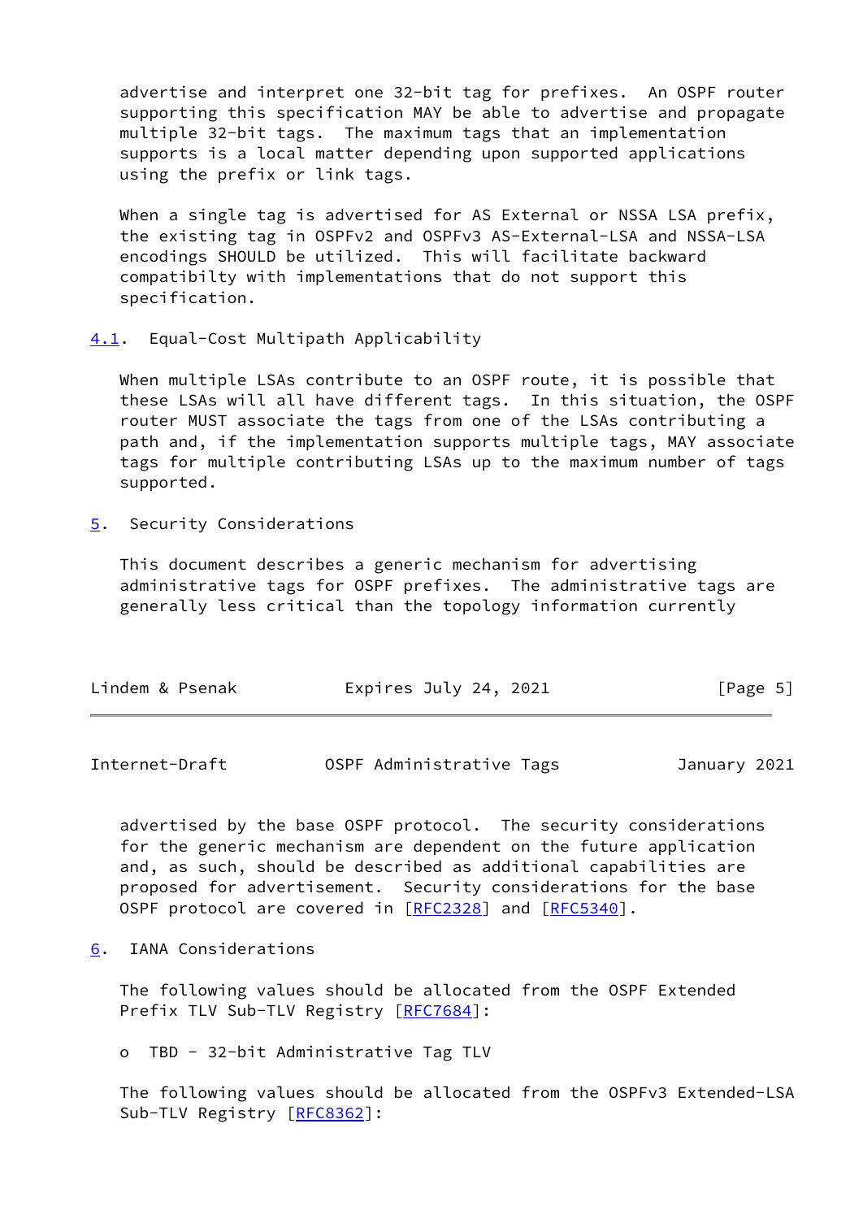advertise and interpret one 32-bit tag for prefixes. An OSPF router supporting this specification MAY be able to advertise and propagate multiple 32-bit tags. The maximum tags that an implementation supports is a local matter depending upon supported applications using the prefix or link tags.

When a single tag is advertised for AS External or NSSA LSA prefix, the existing tag in OSPFv2 and OSPFv3 AS-External-LSA and NSSA-LSA encodings SHOULD be utilized. This will facilitate backward compatibilty with implementations that do not support this specification.

### 4.1. Equal-Cost Multipath Applicability

When multiple LSAs contribute to an OSPF route, it is possible that these LSAs will all have different tags. In this situation, the OSPF router MUST associate the tags from one of the LSAs contributing a path and, if the implementation supports multiple tags, MAY associate tags for multiple contributing LSAs up to the maximum number of tags supported.

## 5. Security Considerations

This document describes a generic mechanism for advertising administrative tags for OSPF prefixes. The administrative tags are generally less critical than the topology information currently advertised by the base OSPF protocol. The security considerations for the generic mechanism are dependent on the future application and, as such, should be described as additional capabilities are proposed for advertisement. Security considerations for the base OSPF protocol are covered in [RFC2328] and [RFC5340].

## 6. IANA Considerations

The following values should be allocated from the OSPF Extended Prefix TLV Sub-TLV Registry [RFC7684]:

- TBD - 32-bit Administrative Tag TLV

The following values should be allocated from the OSPFv3 Extended-LSA Sub-TLV Registry [RFC8362]: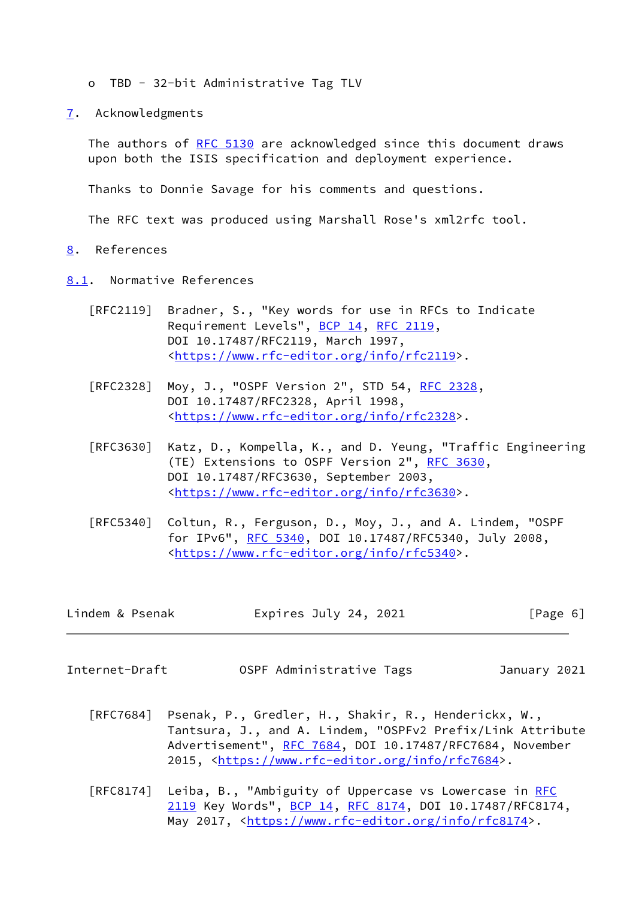- TBD - 32-bit Administrative Tag TLV

## 7. Acknowledgments

The authors of RFC 5130 are acknowledged since this document draws upon both the ISIS specification and deployment experience.

Thanks to Donnie Savage for his comments and questions.

The RFC text was produced using Marshall Rose's xml2rfc tool.

## 8. References

### 8.1. Normative References

[RFC2119] Bradner, S., "Key words for use in RFCs to Indicate Requirement Levels", BCP 14, RFC 2119, DOI 10.17487/RFC2119, March 1997, <https://www.rfc-editor.org/info/rfc2119>.

[RFC2328] Moy, J., "OSPF Version 2", STD 54, RFC 2328, DOI 10.17487/RFC2328, April 1998, <https://www.rfc-editor.org/info/rfc2328>.

[RFC3630] Katz, D., Kompella, K., and D. Yeung, "Traffic Engineering (TE) Extensions to OSPF Version 2", RFC 3630, DOI 10.17487/RFC3630, September 2003, <https://www.rfc-editor.org/info/rfc3630>.

[RFC5340] Coltun, R., Ferguson, D., Moy, J., and A. Lindem, "OSPF for IPv6", RFC 5340, DOI 10.17487/RFC5340, July 2008, <https://www.rfc-editor.org/info/rfc5340>.

[RFC7684] Psenak, P., Gredler, H., Shakir, R., Henderickx, W., Tantsura, J., and A. Lindem, "OSPFv2 Prefix/Link Attribute Advertisement", RFC 7684, DOI 10.17487/RFC7684, November 2015, <https://www.rfc-editor.org/info/rfc7684>.

[RFC8174] Leiba, B., "Ambiguity of Uppercase vs Lowercase in RFC 2119 Key Words", BCP 14, RFC 8174, DOI 10.17487/RFC8174, May 2017, <https://www.rfc-editor.org/info/rfc8174>.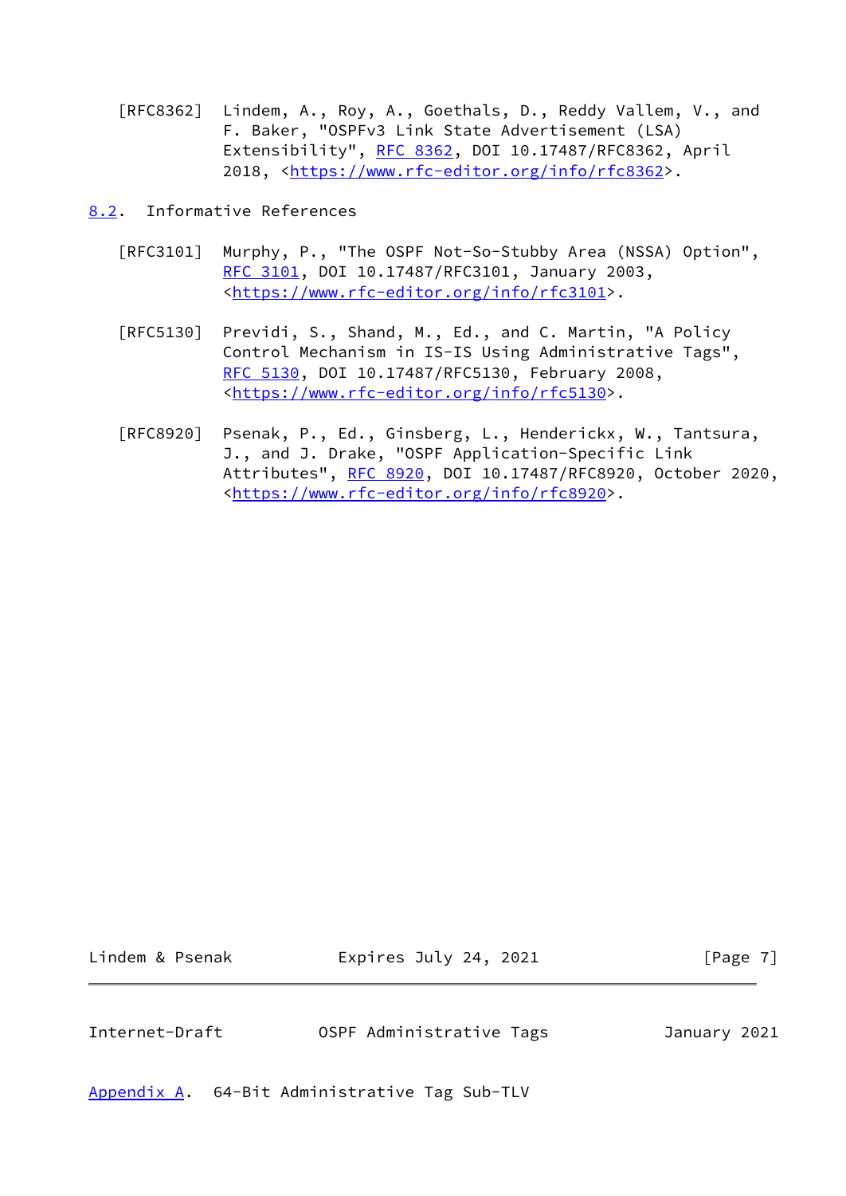[RFC8362] Lindem, A., Roy, A., Goethals, D., Reddy Vallem, V., and F. Baker, "OSPFv3 Link State Advertisement (LSA) Extensibility", RFC 8362, DOI 10.17487/RFC8362, April 2018, <https://www.rfc-editor.org/info/rfc8362>.

## 8.2. Informative References

[RFC3101] Murphy, P., "The OSPF Not-So-Stubby Area (NSSA) Option", RFC 3101, DOI 10.17487/RFC3101, January 2003, <https://www.rfc-editor.org/info/rfc3101>.

[RFC5130] Previdi, S., Shand, M., Ed., and C. Martin, "A Policy Control Mechanism in IS-IS Using Administrative Tags", RFC 5130, DOI 10.17487/RFC5130, February 2008, <https://www.rfc-editor.org/info/rfc5130>.

[RFC8920] Psenak, P., Ed., Ginsberg, L., Henderickx, W., Tantsura, J., and J. Drake, "OSPF Application-Specific Link Attributes", RFC 8920, DOI 10.17487/RFC8920, October 2020, <https://www.rfc-editor.org/info/rfc8920>.

# Appendix A. 64-Bit Administrative Tag Sub-TLV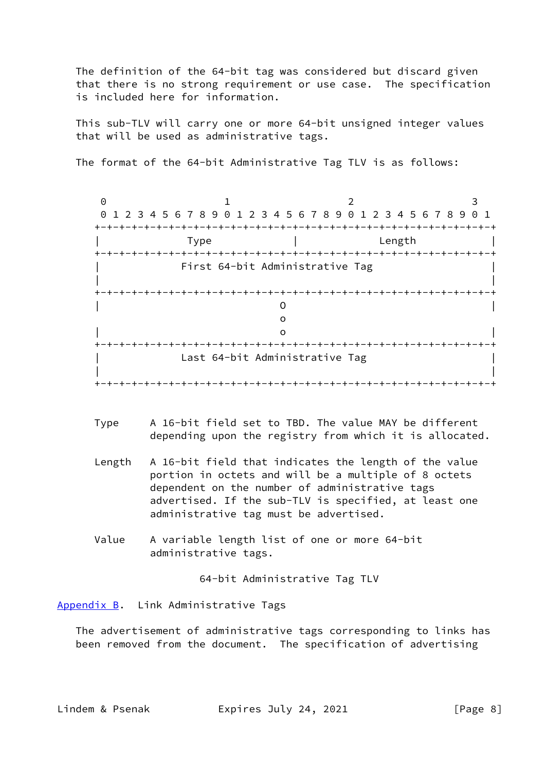The definition of the 64-bit tag was considered but discard given that there is no strong requirement or use case. The specification is included here for information.

This sub-TLV will carry one or more 64-bit unsigned integer values that will be used as administrative tags.

The format of the 64-bit Administrative Tag TLV is as follows:

```
 0                   1                   2                   3
 0 1 2 3 4 5 6 7 8 9 0 1 2 3 4 5 6 7 8 9 0 1 2 3 4 5 6 7 8 9 0 1
+-+-+-+-+-+-+-+-+-+-+-+-+-+-+-+-+-+-+-+-+-+-+-+-+-+-+-+-+-+-+-+-+
|              Type             |             Length            |
+-+-+-+-+-+-+-+-+-+-+-+-+-+-+-+-+-+-+-+-+-+-+-+-+-+-+-+-+-+-+-+-+
|             First 64-bit Administrative Tag                   |
|                                                               |
+-+-+-+-+-+-+-+-+-+-+-+-+-+-+-+-+-+-+-+-+-+-+-+-+-+-+-+-+-+-+-+-+
|                              O                                |
                               o
|                              o                                |
+-+-+-+-+-+-+-+-+-+-+-+-+-+-+-+-+-+-+-+-+-+-+-+-+-+-+-+-+-+-+-+-+
|             Last 64-bit Administrative Tag                    |
|                                                               |
+-+-+-+-+-+-+-+-+-+-+-+-+-+-+-+-+-+-+-+-+-+-+-+-+-+-+-+-+-+-+-+-+
```

Type     A 16-bit field set to TBD. The value MAY be different depending upon the registry from which it is allocated.

Length   A 16-bit field that indicates the length of the value portion in octets and will be a multiple of 8 octets dependent on the number of administrative tags advertised. If the sub-TLV is specified, at least one administrative tag must be advertised.

Value    A variable length list of one or more 64-bit administrative tags.

64-bit Administrative Tag TLV

## Appendix B. Link Administrative Tags

The advertisement of administrative tags corresponding to links has been removed from the document. The specification of advertising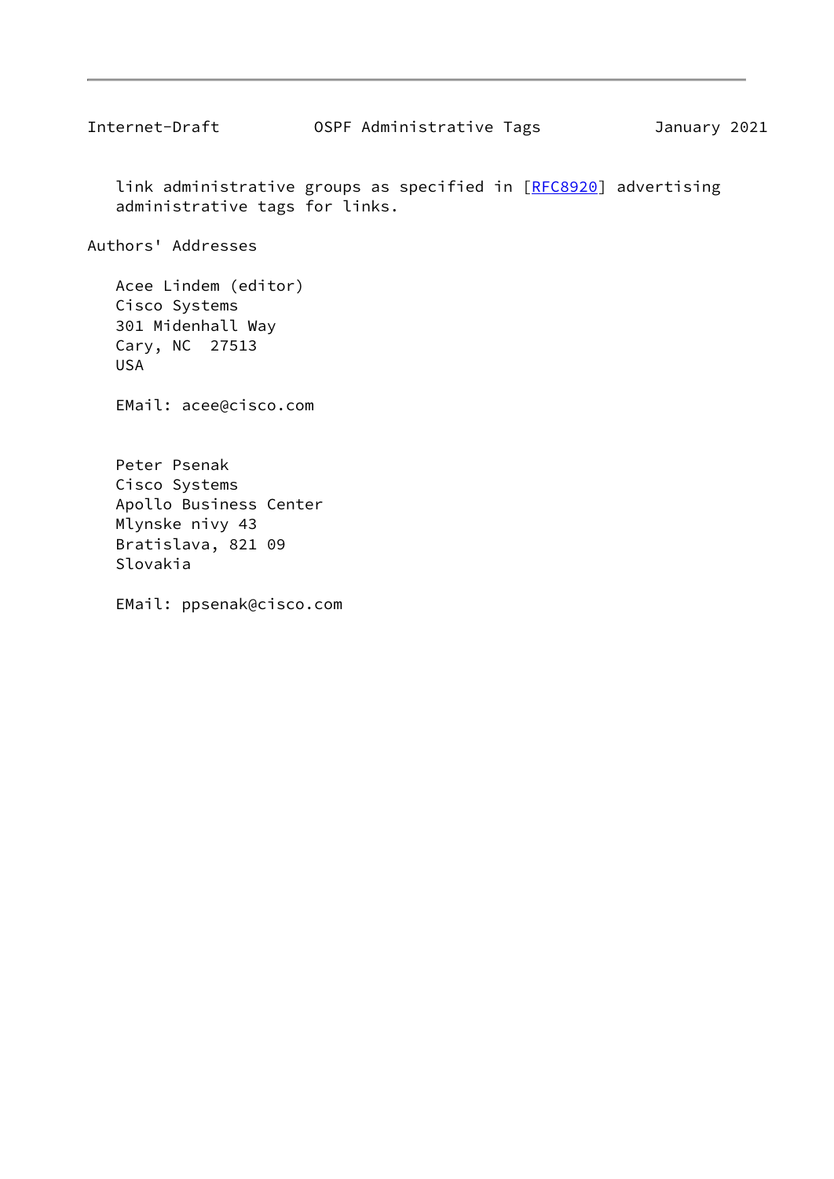link administrative groups as specified in [RFC8920] advertising administrative tags for links.

## Authors' Addresses

Acee Lindem (editor)
Cisco Systems
301 Midenhall Way
Cary, NC  27513
USA

EMail: acee@cisco.com

Peter Psenak
Cisco Systems
Apollo Business Center
Mlynske nivy 43
Bratislava, 821 09
Slovakia

EMail: ppsenak@cisco.com